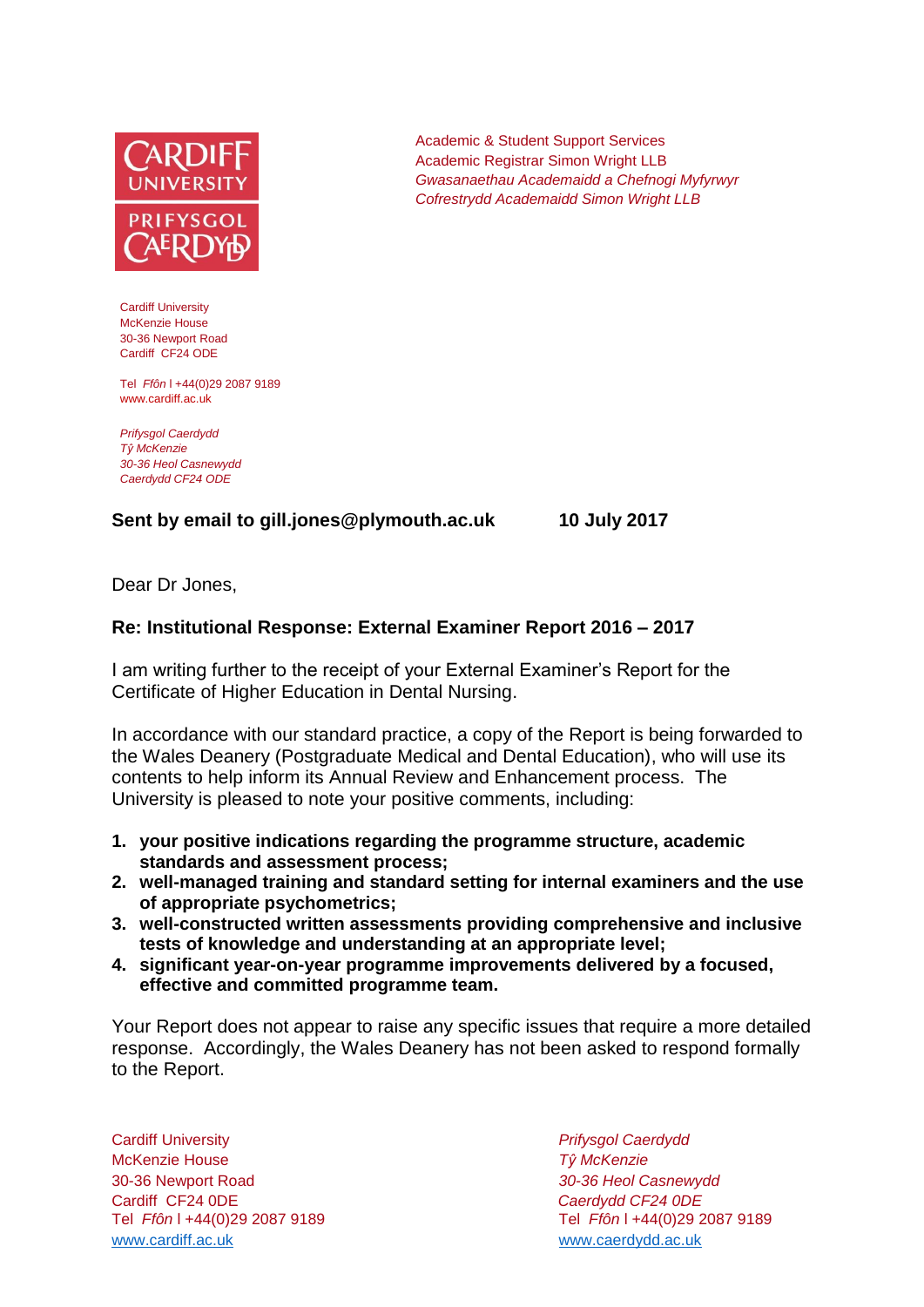CARDIFF UNIVERSITY

PRIFYSGOL CAERDYDD

Academic & Student Support Services
Academic Registrar Simon Wright LLB
*Gwasanaethau Academaidd a Chefnogi Myfyrwyr*
*Cofrestrydd Academaidd Simon Wright LLB*

Cardiff University
McKenzie House
30-36 Newport Road
Cardiff CF24 ODE

Tel *Ffôn* l +44(0)29 2087 9189
www.cardiff.ac.uk

*Prifysgol Caerdydd*
*Tŷ McKenzie*
*30-36 Heol Casnewydd*
*Caerdydd CF24 ODE*

**Sent by email to gill.jones@plymouth.ac.uk** **10 July 2017**

Dear Dr Jones,

**Re: Institutional Response: External Examiner Report 2016 – 2017**

I am writing further to the receipt of your External Examiner's Report for the Certificate of Higher Education in Dental Nursing.

In accordance with our standard practice, a copy of the Report is being forwarded to the Wales Deanery (Postgraduate Medical and Dental Education), who will use its contents to help inform its Annual Review and Enhancement process. The University is pleased to note your positive comments, including:

1. **your positive indications regarding the programme structure, academic standards and assessment process;**
2. **well-managed training and standard setting for internal examiners and the use of appropriate psychometrics;**
3. **well-constructed written assessments providing comprehensive and inclusive tests of knowledge and understanding at an appropriate level;**
4. **significant year-on-year programme improvements delivered by a focused, effective and committed programme team.**

Your Report does not appear to raise any specific issues that require a more detailed response. Accordingly, the Wales Deanery has not been asked to respond formally to the Report.

Cardiff University
McKenzie House
30-36 Newport Road
Cardiff CF24 0DE
Tel *Ffôn* l +44(0)29 2087 9189
www.cardiff.ac.uk

*Prifysgol Caerdydd*
*Tŷ McKenzie*
*30-36 Heol Casnewydd*
*Caerdydd CF24 0DE*
Tel *Ffôn* l +44(0)29 2087 9189
www.caerdydd.ac.uk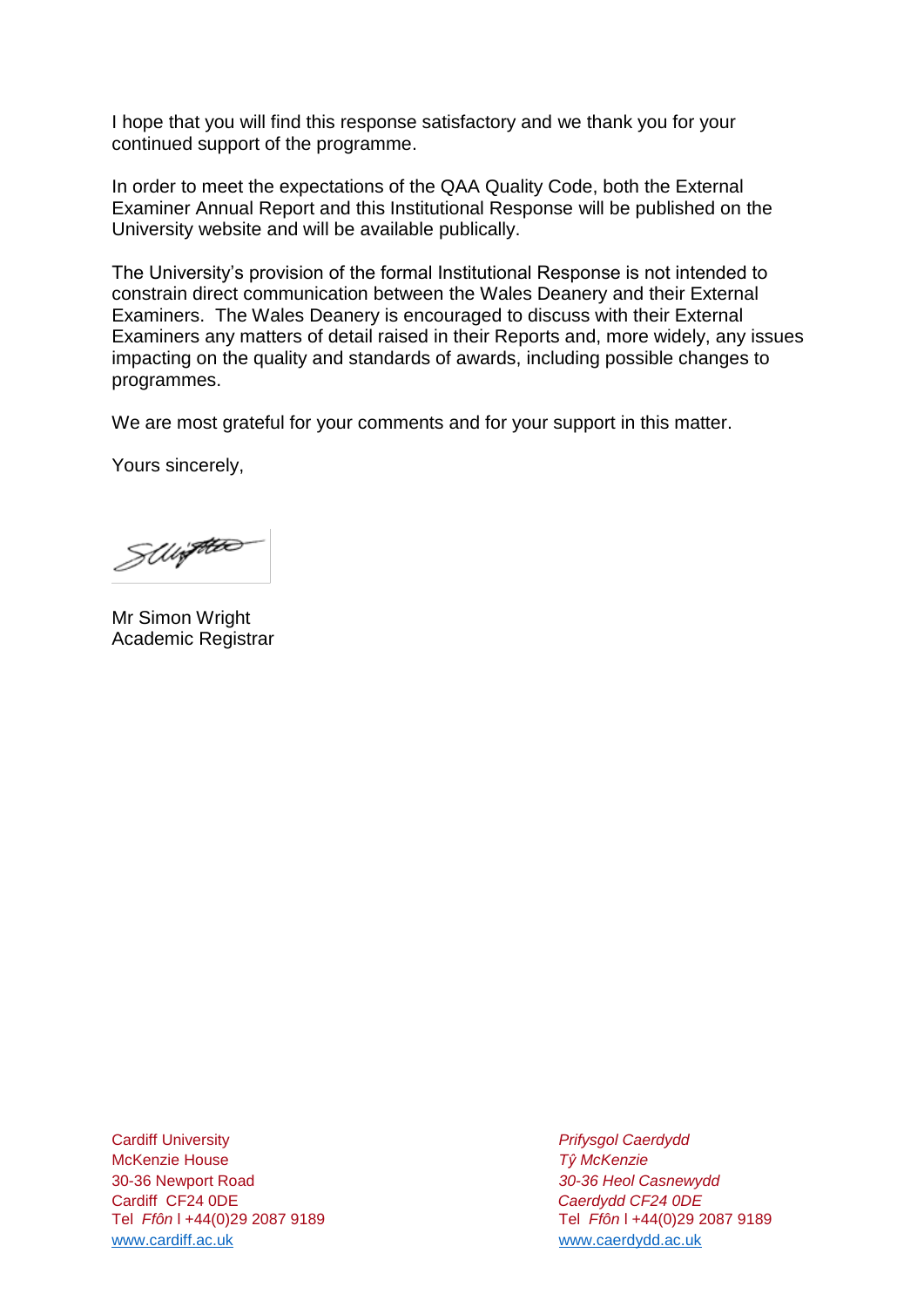I hope that you will find this response satisfactory and we thank you for your continued support of the programme.

In order to meet the expectations of the QAA Quality Code, both the External Examiner Annual Report and this Institutional Response will be published on the University website and will be available publically.

The University's provision of the formal Institutional Response is not intended to constrain direct communication between the Wales Deanery and their External Examiners. The Wales Deanery is encouraged to discuss with their External Examiners any matters of detail raised in their Reports and, more widely, any issues impacting on the quality and standards of awards, including possible changes to programmes.

We are most grateful for your comments and for your support in this matter.

Yours sincerely,

Mr Simon Wright
Academic Registrar

Cardiff University
McKenzie House
30-36 Newport Road
Cardiff CF24 0DE
Tel *Ffôn* l +44(0)29 2087 9189
www.cardiff.ac.uk

*Prifysgol Caerdydd*
*Tŷ McKenzie*
*30-36 Heol Casnewydd*
*Caerdydd CF24 0DE*
Tel *Ffôn* l +44(0)29 2087 9189
www.caerdydd.ac.uk